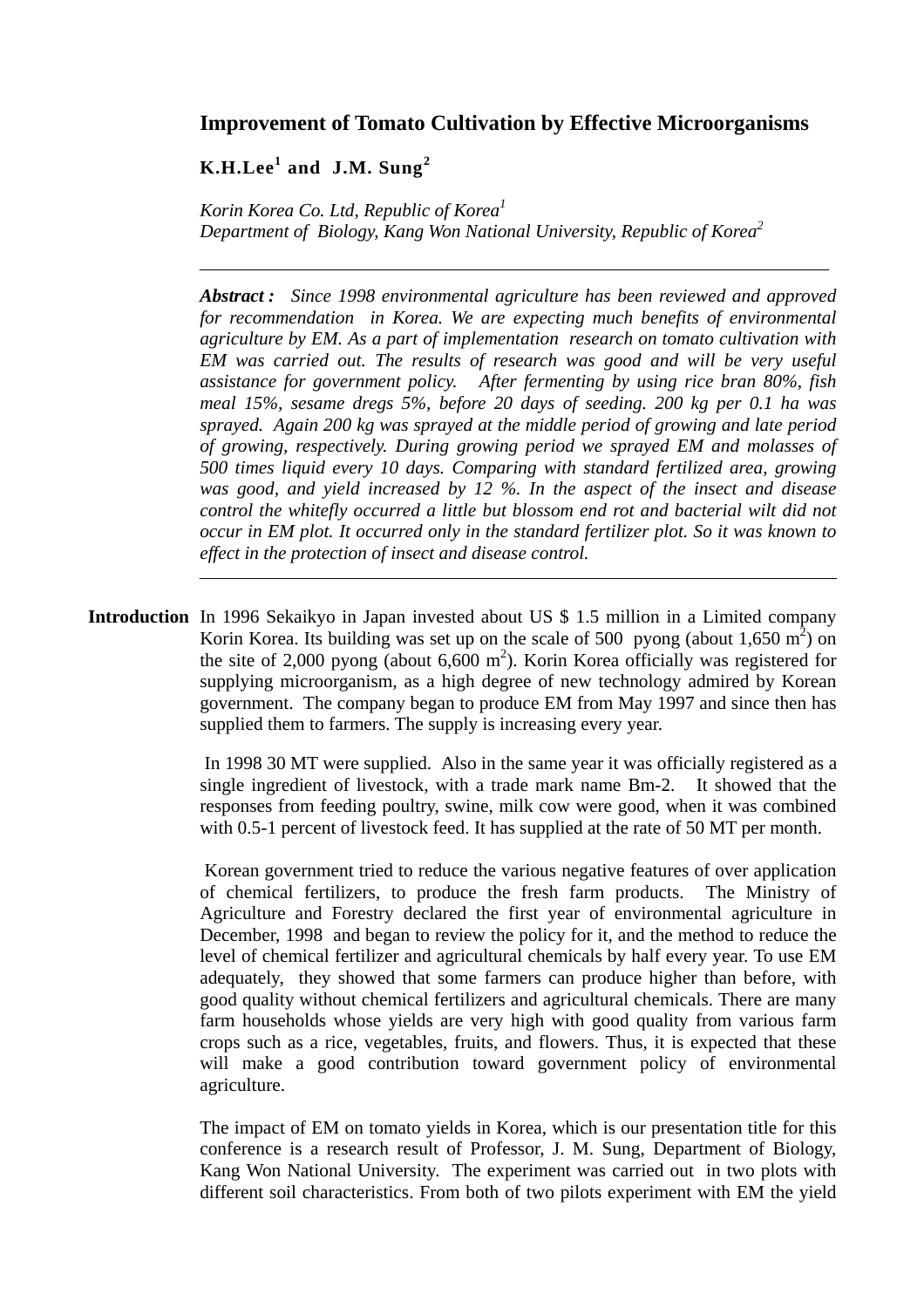# Improvement of Tomato Cultivation by Effective Microorganisms

**K.H.Lee[1] and J.M. Sung[2]**

*Korin Korea Co. Ltd, Republic of Korea[1]*
*Department of Biology, Kang Won National University, Republic of Korea[2]*

---

***Abstract :*** *Since 1998 environmental agriculture has been reviewed and approved for recommendation in Korea. We are expecting much benefits of environmental agriculture by EM. As a part of implementation research on tomato cultivation with EM was carried out. The results of research was good and will be very useful assistance for government policy. After fermenting by using rice bran 80%, fish meal 15%, sesame dregs 5%, before 20 days of seeding. 200 kg per 0.1 ha was sprayed. Again 200 kg was sprayed at the middle period of growing and late period of growing, respectively. During growing period we sprayed EM and molasses of 500 times liquid every 10 days. Comparing with standard fertilized area, growing was good, and yield increased by 12 %. In the aspect of the insect and disease control the whitefly occurred a little but blossom end rot and bacterial wilt did not occur in EM plot. It occurred only in the standard fertilizer plot. So it was known to effect in the protection of insect and disease control.*

---

## Introduction

In 1996 Sekaikyo in Japan invested about US $ 1.5 million in a Limited company Korin Korea. Its building was set up on the scale of 500 pyong (about 1,650 $m^2$) on the site of 2,000 pyong (about 6,600 $m^2$). Korin Korea officially was registered for supplying microorganism, as a high degree of new technology admired by Korean government. The company began to produce EM from May 1997 and since then has supplied them to farmers. The supply is increasing every year.

In 1998 30 MT were supplied. Also in the same year it was officially registered as a single ingredient of livestock, with a trade mark name Bm-2. It showed that the responses from feeding poultry, swine, milk cow were good, when it was combined with 0.5-1 percent of livestock feed. It has supplied at the rate of 50 MT per month.

Korean government tried to reduce the various negative features of over application of chemical fertilizers, to produce the fresh farm products. The Ministry of Agriculture and Forestry declared the first year of environmental agriculture in December, 1998 and began to review the policy for it, and the method to reduce the level of chemical fertilizer and agricultural chemicals by half every year. To use EM adequately, they showed that some farmers can produce higher than before, with good quality without chemical fertilizers and agricultural chemicals. There are many farm households whose yields are very high with good quality from various farm crops such as a rice, vegetables, fruits, and flowers. Thus, it is expected that these will make a good contribution toward government policy of environmental agriculture.

The impact of EM on tomato yields in Korea, which is our presentation title for this conference is a research result of Professor, J. M. Sung, Department of Biology, Kang Won National University. The experiment was carried out in two plots with different soil characteristics. From both of two pilots experiment with EM the yield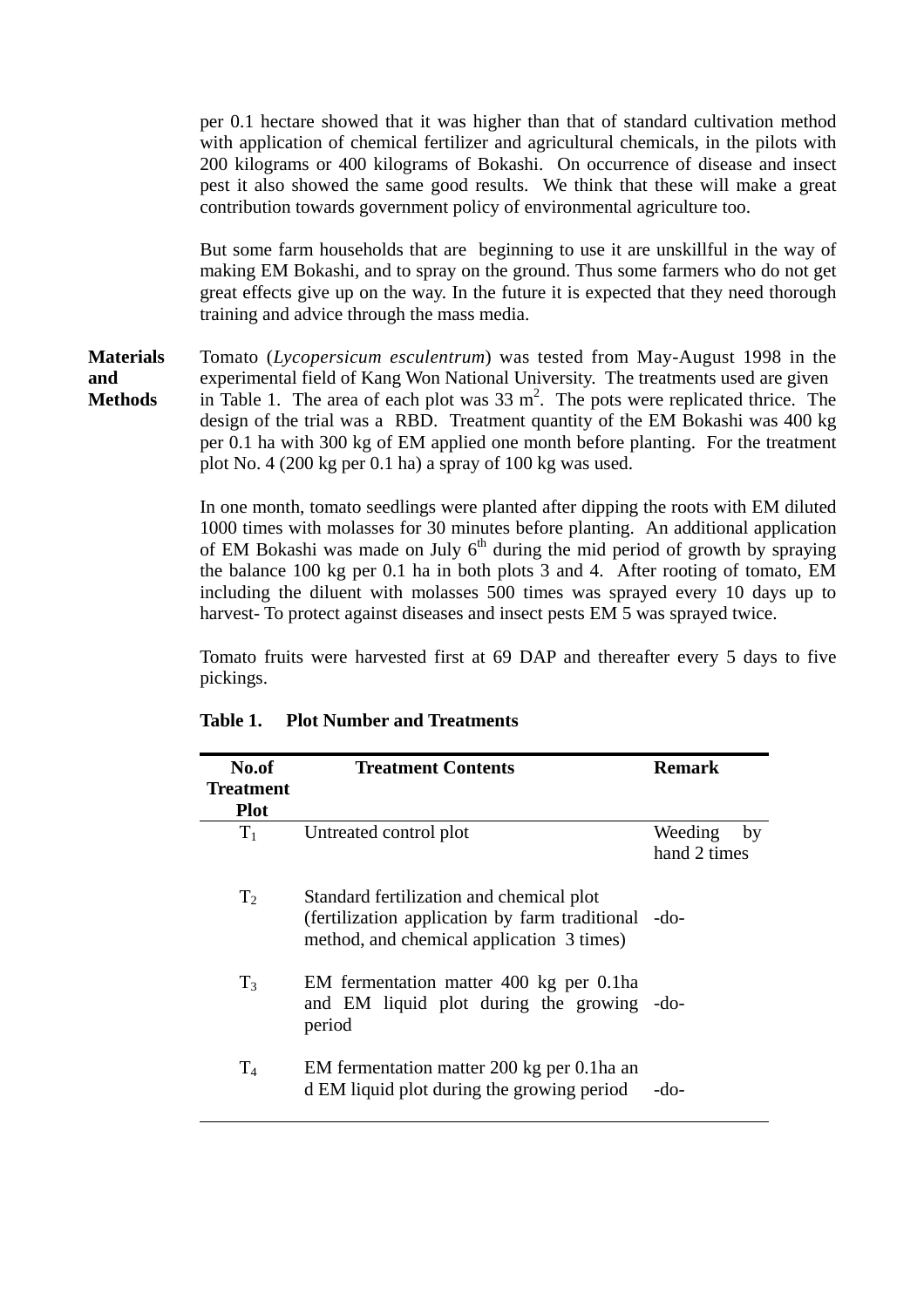per 0.1 hectare showed that it was higher than that of standard cultivation method with application of chemical fertilizer and agricultural chemicals, in the pilots with 200 kilograms or 400 kilograms of Bokashi. On occurrence of disease and insect pest it also showed the same good results. We think that these will make a great contribution towards government policy of environmental agriculture too.

But some farm households that are beginning to use it are unskillful in the way of making EM Bokashi, and to spray on the ground. Thus some farmers who do not get great effects give up on the way. In the future it is expected that they need thorough training and advice through the mass media.

## Materials and Methods

Tomato (*Lycopersicum esculentrum*) was tested from May-August 1998 in the experimental field of Kang Won National University. The treatments used are given in Table 1. The area of each plot was 33 $m^2$. The pots were replicated thrice. The design of the trial was a RBD. Treatment quantity of the EM Bokashi was 400 kg per 0.1 ha with 300 kg of EM applied one month before planting. For the treatment plot No. 4 (200 kg per 0.1 ha) a spray of 100 kg was used.

In one month, tomato seedlings were planted after dipping the roots with EM diluted 1000 times with molasses for 30 minutes before planting. An additional application of EM Bokashi was made on July 6th during the mid period of growth by spraying the balance 100 kg per 0.1 ha in both plots 3 and 4. After rooting of tomato, EM including the diluent with molasses 500 times was sprayed every 10 days up to harvest- To protect against diseases and insect pests EM 5 was sprayed twice.

Tomato fruits were harvested first at 69 DAP and thereafter every 5 days to five pickings.

**Table 1. Plot Number and Treatments**

| No.of Treatment Plot | Treatment Contents | Remark |
|---|---|---|
| $T_1$ | Untreated control plot | Weeding by hand 2 times |
| $T_2$ | Standard fertilization and chemical plot (fertilization application by farm traditional method, and chemical application 3 times) | -do- |
| $T_3$ | EM fermentation matter 400 kg per 0.1ha and EM liquid plot during the growing period | -do- |
| $T_4$ | EM fermentation matter 200 kg per 0.1ha an d EM liquid plot during the growing period | -do- |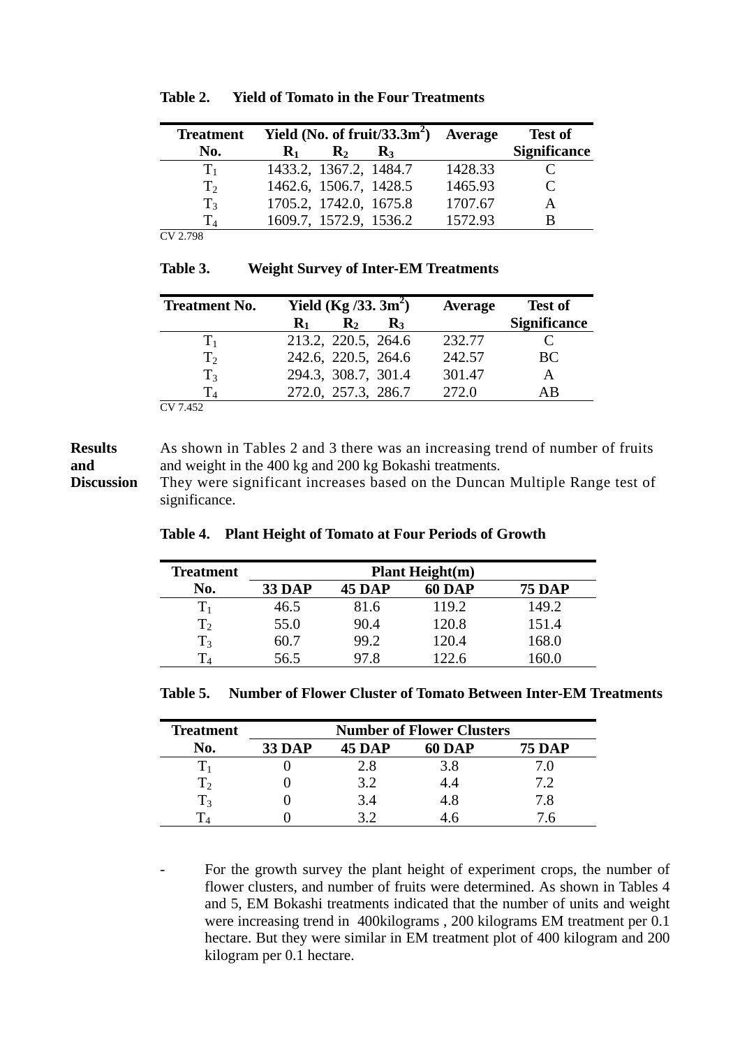**Table 2. Yield of Tomato in the Four Treatments**

| Treatment No. | Yield (No. of fruit/33.3m$^2$) $R_1$, $R_2$, $R_3$ | Average | Test of Significance |
|---|---|---|---|
| $T_1$ | 1433.2, 1367.2, 1484.7 | 1428.33 | C |
| $T_2$ | 1462.6, 1506.7, 1428.5 | 1465.93 | C |
| $T_3$ | 1705.2, 1742.0, 1675.8 | 1707.67 | A |
| $T_4$ | 1609.7, 1572.9, 1536.2 | 1572.93 | B |

CV 2.798

**Table 3. Weight Survey of Inter-EM Treatments**

| Treatment No. | Yield (Kg /33. 3m$^2$) $R_1$, $R_2$, $R_3$ | Average | Test of Significance |
|---|---|---|---|
| $T_1$ | 213.2, 220.5, 264.6 | 232.77 | C |
| $T_2$ | 242.6, 220.5, 264.6 | 242.57 | BC |
| $T_3$ | 294.3, 308.7, 301.4 | 301.47 | A |
| $T_4$ | 272.0, 257.3, 286.7 | 272.0 | AB |

CV 7.452

**Results and Discussion**

As shown in Tables 2 and 3 there was an increasing trend of number of fruits and weight in the 400 kg and 200 kg Bokashi treatments.
They were significant increases based on the Duncan Multiple Range test of significance.

**Table 4. Plant Height of Tomato at Four Periods of Growth**

| Treatment No. | Plant Height(m) 33 DAP | 45 DAP | 60 DAP | 75 DAP |
|---|---|---|---|---|
| $T_1$ | 46.5 | 81.6 | 119.2 | 149.2 |
| $T_2$ | 55.0 | 90.4 | 120.8 | 151.4 |
| $T_3$ | 60.7 | 99.2 | 120.4 | 168.0 |
| $T_4$ | 56.5 | 97.8 | 122.6 | 160.0 |

**Table 5. Number of Flower Cluster of Tomato Between Inter-EM Treatments**

| Treatment No. | Number of Flower Clusters 33 DAP | 45 DAP | 60 DAP | 75 DAP |
|---|---|---|---|---|
| $T_1$ | 0 | 2.8 | 3.8 | 7.0 |
| $T_2$ | 0 | 3.2 | 4.4 | 7.2 |
| $T_3$ | 0 | 3.4 | 4.8 | 7.8 |
| $T_4$ | 0 | 3.2 | 4.6 | 7.6 |

- For the growth survey the plant height of experiment crops, the number of flower clusters, and number of fruits were determined. As shown in Tables 4 and 5, EM Bokashi treatments indicated that the number of units and weight were increasing trend in 400kilograms , 200 kilograms EM treatment per 0.1 hectare. But they were similar in EM treatment plot of 400 kilogram and 200 kilogram per 0.1 hectare.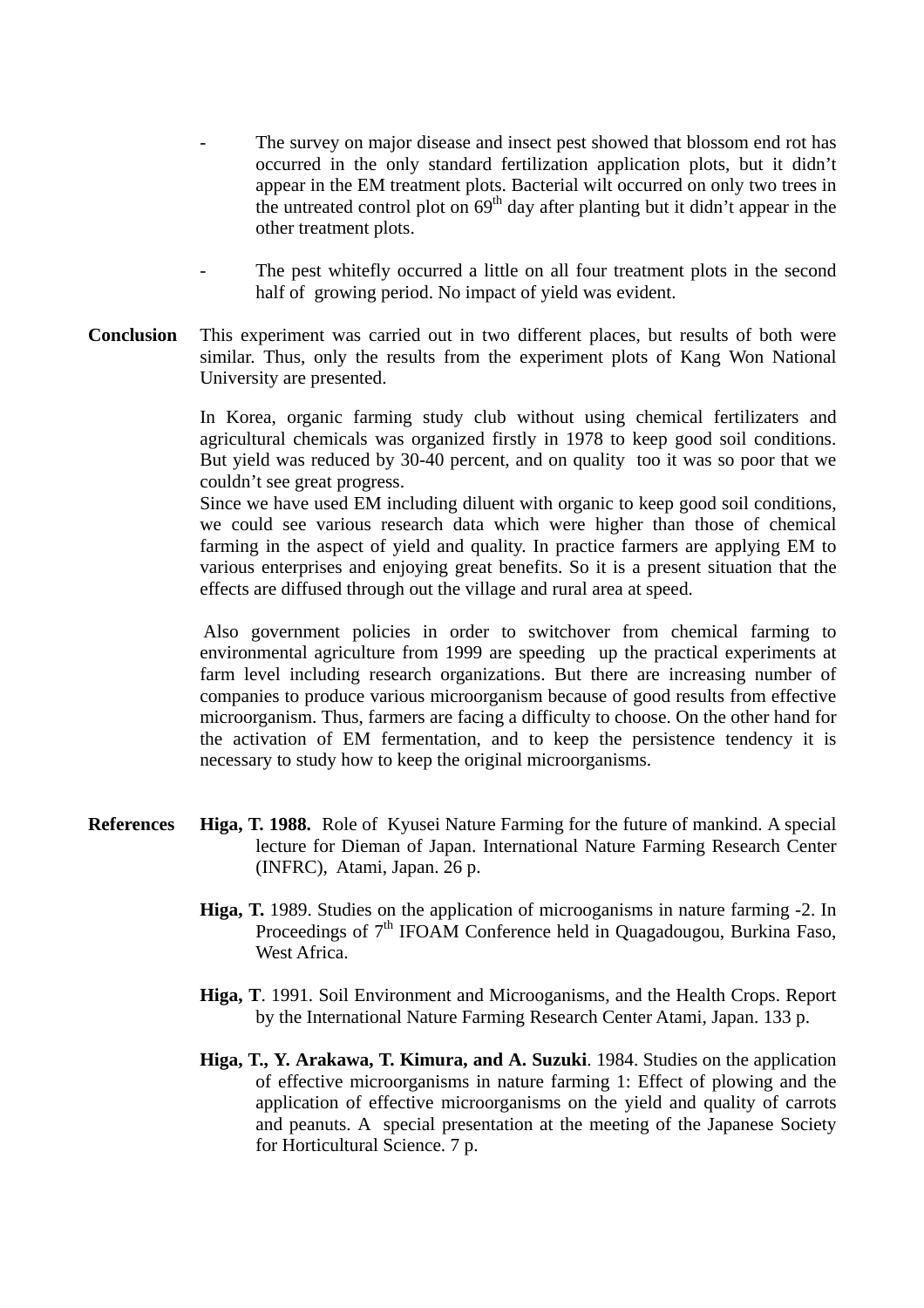- The survey on major disease and insect pest showed that blossom end rot has occurred in the only standard fertilization application plots, but it didn't appear in the EM treatment plots. Bacterial wilt occurred on only two trees in the untreated control plot on 69th day after planting but it didn't appear in the other treatment plots.

- The pest whitefly occurred a little on all four treatment plots in the second half of growing period. No impact of yield was evident.

**Conclusion**

This experiment was carried out in two different places, but results of both were similar. Thus, only the results from the experiment plots of Kang Won National University are presented.

In Korea, organic farming study club without using chemical fertilizaters and agricultural chemicals was organized firstly in 1978 to keep good soil conditions. But yield was reduced by 30-40 percent, and on quality too it was so poor that we couldn't see great progress.
Since we have used EM including diluent with organic to keep good soil conditions, we could see various research data which were higher than those of chemical farming in the aspect of yield and quality. In practice farmers are applying EM to various enterprises and enjoying great benefits. So it is a present situation that the effects are diffused through out the village and rural area at speed.

Also government policies in order to switchover from chemical farming to environmental agriculture from 1999 are speeding up the practical experiments at farm level including research organizations. But there are increasing number of companies to produce various microorganism because of good results from effective microorganism. Thus, farmers are facing a difficulty to choose. On the other hand for the activation of EM fermentation, and to keep the persistence tendency it is necessary to study how to keep the original microorganisms.

**References**

**Higa, T. 1988.** Role of Kyusei Nature Farming for the future of mankind. A special lecture for Dieman of Japan. International Nature Farming Research Center (INFRC), Atami, Japan. 26 p.

**Higa, T.** 1989. Studies on the application of microoganisms in nature farming -2. In Proceedings of 7th IFOAM Conference held in Quagadougou, Burkina Faso, West Africa.

**Higa, T**. 1991. Soil Environment and Microoganisms, and the Health Crops. Report by the International Nature Farming Research Center Atami, Japan. 133 p.

**Higa, T., Y. Arakawa, T. Kimura, and A. Suzuki**. 1984. Studies on the application of effective microorganisms in nature farming 1: Effect of plowing and the application of effective microorganisms on the yield and quality of carrots and peanuts. A special presentation at the meeting of the Japanese Society for Horticultural Science. 7 p.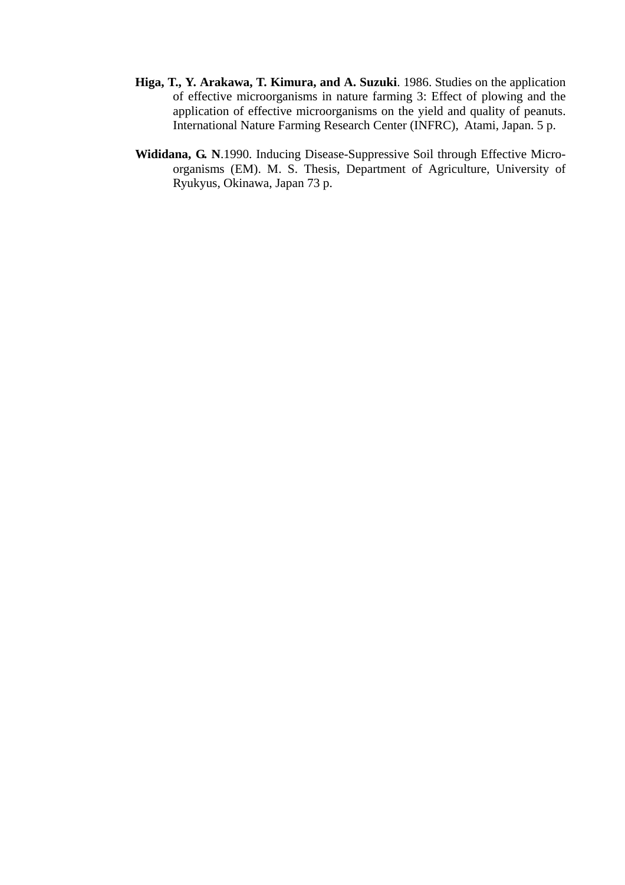**Higa, T., Y. Arakawa, T. Kimura, and A. Suzuki**. 1986. Studies on the application of effective microorganisms in nature farming 3: Effect of plowing and the application of effective microorganisms on the yield and quality of peanuts. International Nature Farming Research Center (INFRC), Atami, Japan. 5 p.

**Wididana, G. N**.1990. Inducing Disease-Suppressive Soil through Effective Micro-organisms (EM). M. S. Thesis, Department of Agriculture, University of Ryukyus, Okinawa, Japan 73 p.